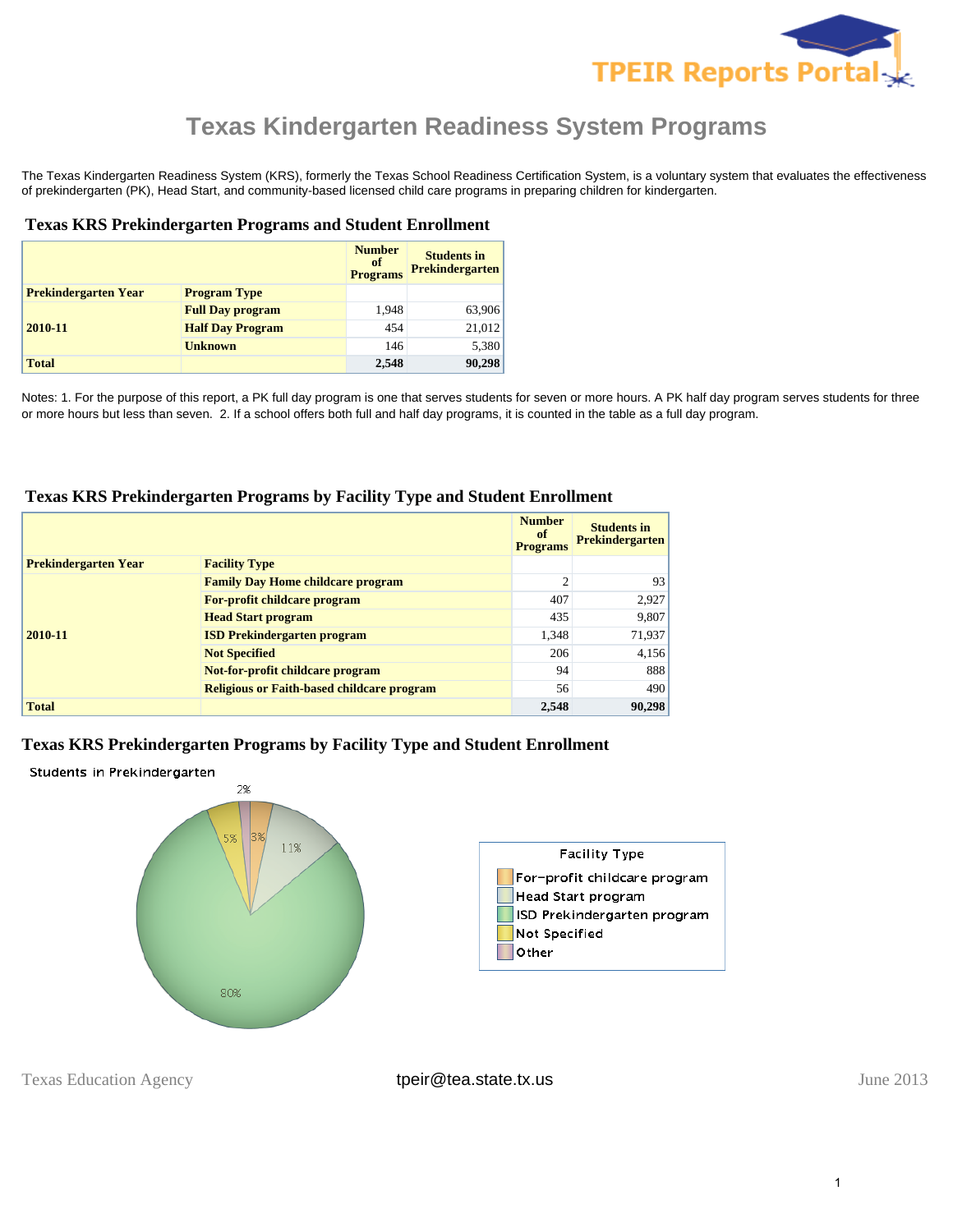# Texas Kindergarten Readiness System Programs

The Texas Kindergarten Readiness System (KRS), formerly the Texas School Readiness Certification System, is a voluntary system that evaluates the effectiveness of prekindergarten (PK), Head Start, and community-based licensed child care programs in preparing children for kindergarten.

## Texas KRS Prekindergarten Programs and Student Enrollment

| | | Number of Programs | Students in Prekindergarten |
|---|---|---|---|
| **Prekindergarten Year** | **Program Type** | | |
| **2010-11** | **Full Day program** | 1,948 | 63,906 |
| | **Half Day Program** | 454 | 21,012 |
| | **Unknown** | 146 | 5,380 |
| **Total** | | **2,548** | **90,298** |

Notes: 1. For the purpose of this report, a PK full day program is one that serves students for seven or more hours. A PK half day program serves students for three or more hours but less than seven. 2. If a school offers both full and half day programs, it is counted in the table as a full day program.

## Texas KRS Prekindergarten Programs by Facility Type and Student Enrollment

| | | Number of Programs | Students in Prekindergarten |
|---|---|---|---|
| **Prekindergarten Year** | **Facility Type** | | |
| **2010-11** | **Family Day Home childcare program** | 2 | 93 |
| | **For-profit childcare program** | 407 | 2,927 |
| | **Head Start program** | 435 | 9,807 |
| | **ISD Prekindergarten program** | 1,348 | 71,937 |
| | **Not Specified** | 206 | 4,156 |
| | **Not-for-profit childcare program** | 94 | 888 |
| | **Religious or Faith-based childcare program** | 56 | 490 |
| **Total** | | **2,548** | **90,298** |

## Texas KRS Prekindergarten Programs by Facility Type and Student Enrollment

Students in Prekindergarten

| Facility Type | Percent |
|---|---|
| For-profit childcare program | 3% |
| Head Start program | 11% |
| ISD Prekindergarten program | 80% |
| Not Specified | 5% |
| Other | 2% |

Texas Education Agency tpeir@tea.state.tx.us June 2013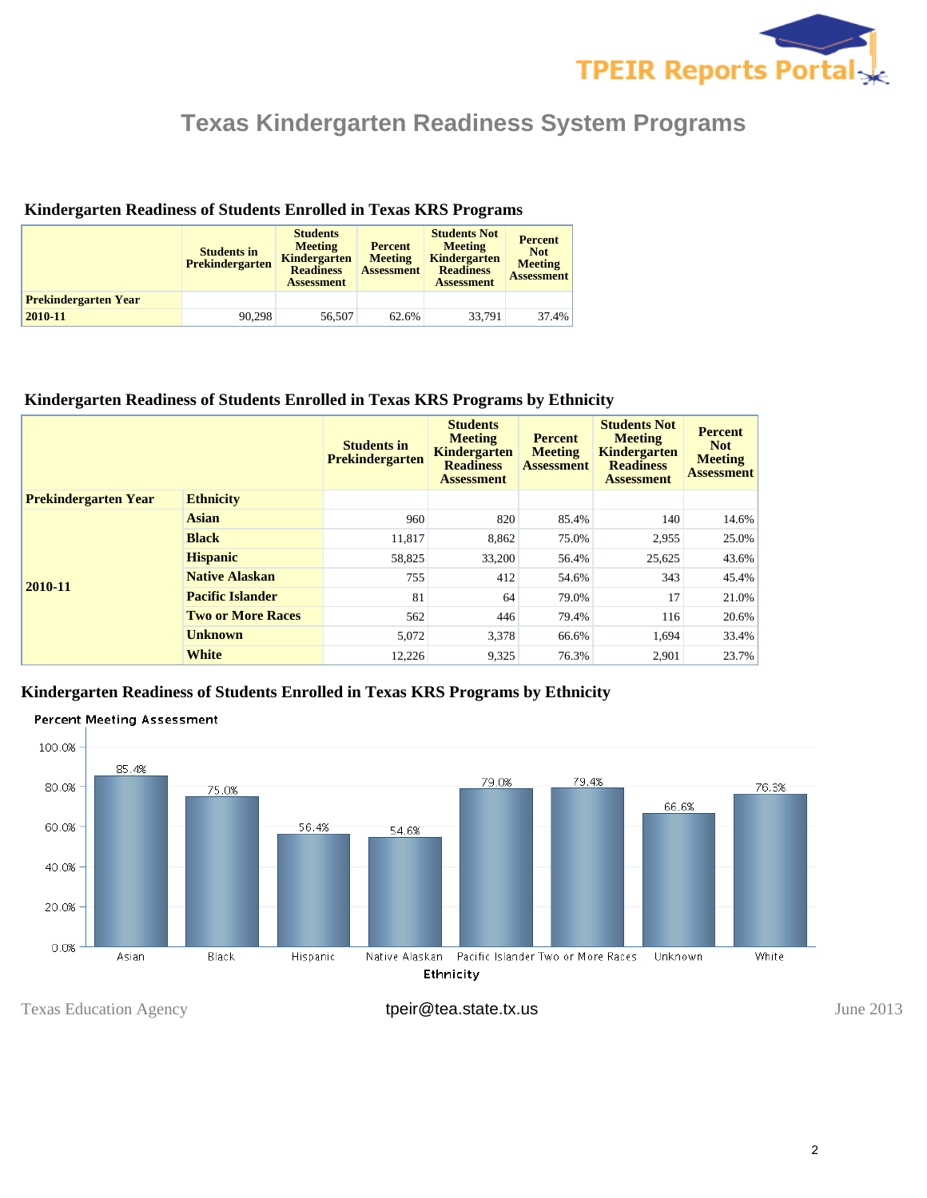# Texas Kindergarten Readiness System Programs

### Kindergarten Readiness of Students Enrolled in Texas KRS Programs

| | Students in Prekindergarten | Students Meeting Kindergarten Readiness Assessment | Percent Meeting Assessment | Students Not Meeting Kindergarten Readiness Assessment | Percent Not Meeting Assessment |
|---|---|---|---|---|---|
| **Prekindergarten Year** | | | | | |
| **2010-11** | 90,298 | 56,507 | 62.6% | 33,791 | 37.4% |

### Kindergarten Readiness of Students Enrolled in Texas KRS Programs by Ethnicity

| | | Students in Prekindergarten | Students Meeting Kindergarten Readiness Assessment | Percent Meeting Assessment | Students Not Meeting Kindergarten Readiness Assessment | Percent Not Meeting Assessment |
|---|---|---|---|---|---|---|
| **Prekindergarten Year** | **Ethnicity** | | | | | |
| **2010-11** | **Asian** | 960 | 820 | 85.4% | 140 | 14.6% |
| | **Black** | 11,817 | 8,862 | 75.0% | 2,955 | 25.0% |
| | **Hispanic** | 58,825 | 33,200 | 56.4% | 25,625 | 43.6% |
| | **Native Alaskan** | 755 | 412 | 54.6% | 343 | 45.4% |
| | **Pacific Islander** | 81 | 64 | 79.0% | 17 | 21.0% |
| | **Two or More Races** | 562 | 446 | 79.4% | 116 | 20.6% |
| | **Unknown** | 5,072 | 3,378 | 66.6% | 1,694 | 33.4% |
| | **White** | 12,226 | 9,325 | 76.3% | 2,901 | 23.7% |

### Kindergarten Readiness of Students Enrolled in Texas KRS Programs by Ethnicity

Percent Meeting Assessment

| Ethnicity | Percent Meeting Assessment |
|---|---|
| Asian | 85.4% |
| Black | 75.0% |
| Hispanic | 56.4% |
| Native Alaskan | 54.6% |
| Pacific Islander | 79.0% |
| Two or More Races | 79.4% |
| Unknown | 66.6% |
| White | 76.3% |

Texas Education Agency tpeir@tea.state.tx.us June 2013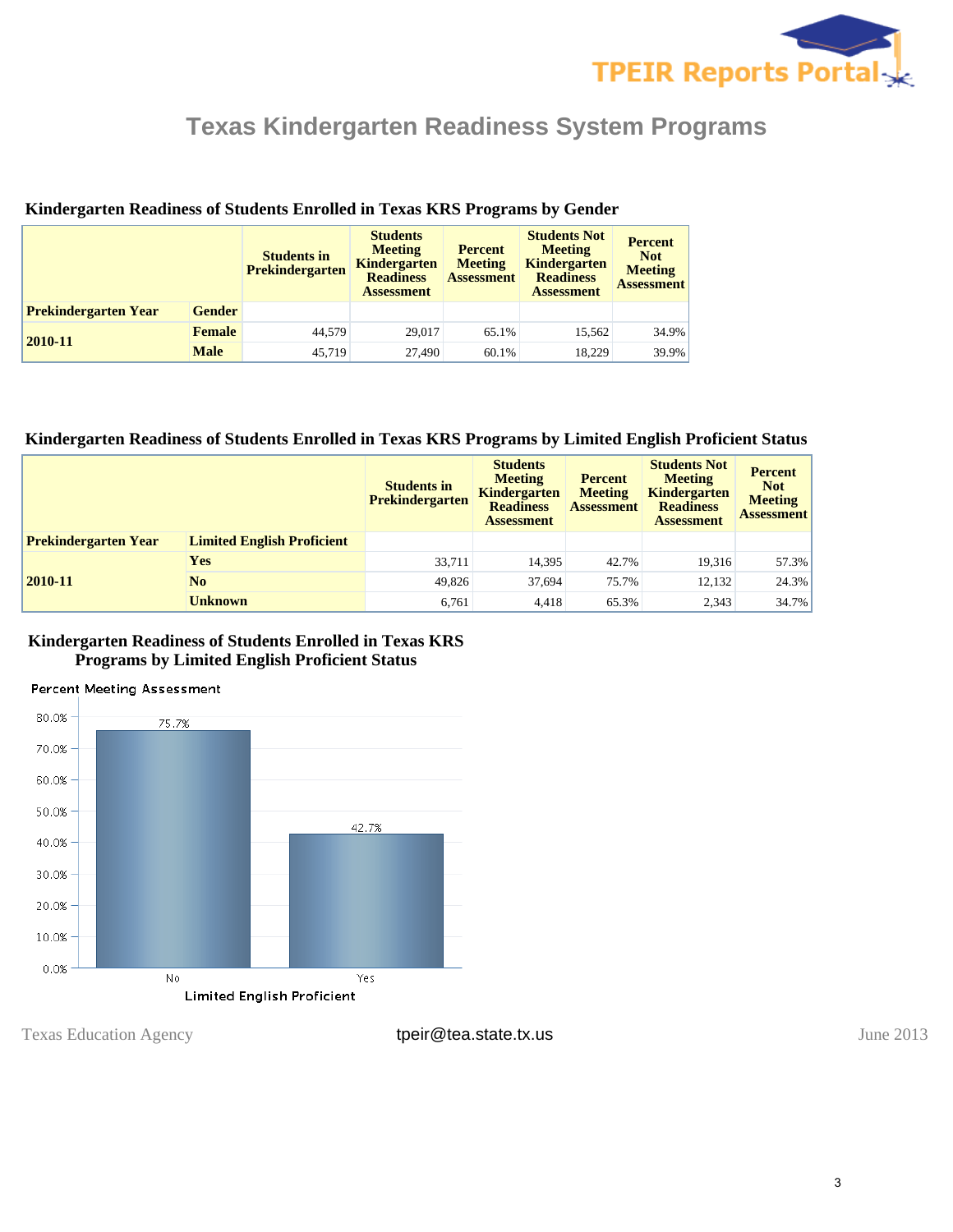# Texas Kindergarten Readiness System Programs

### Kindergarten Readiness of Students Enrolled in Texas KRS Programs by Gender

| Prekindergarten Year | Gender | Students in Prekindergarten | Students Meeting Kindergarten Readiness Assessment | Percent Meeting Assessment | Students Not Meeting Kindergarten Readiness Assessment | Percent Not Meeting Assessment |
|---|---|---|---|---|---|---|
| 2010-11 | Female | 44,579 | 29,017 | 65.1% | 15,562 | 34.9% |
| | Male | 45,719 | 27,490 | 60.1% | 18,229 | 39.9% |

### Kindergarten Readiness of Students Enrolled in Texas KRS Programs by Limited English Proficient Status

| Prekindergarten Year | Limited English Proficient | Students in Prekindergarten | Students Meeting Kindergarten Readiness Assessment | Percent Meeting Assessment | Students Not Meeting Kindergarten Readiness Assessment | Percent Not Meeting Assessment |
|---|---|---|---|---|---|---|
| 2010-11 | Yes | 33,711 | 14,395 | 42.7% | 19,316 | 57.3% |
| | No | 49,826 | 37,694 | 75.7% | 12,132 | 24.3% |
| | Unknown | 6,761 | 4,418 | 65.3% | 2,343 | 34.7% |

### Kindergarten Readiness of Students Enrolled in Texas KRS Programs by Limited English Proficient Status

Percent Meeting Assessment

| Limited English Proficient | Percent Meeting Assessment |
|---|---|
| No | 75.7% |
| Yes | 42.7% |

Texas Education Agency tpeir@tea.state.tx.us June 2013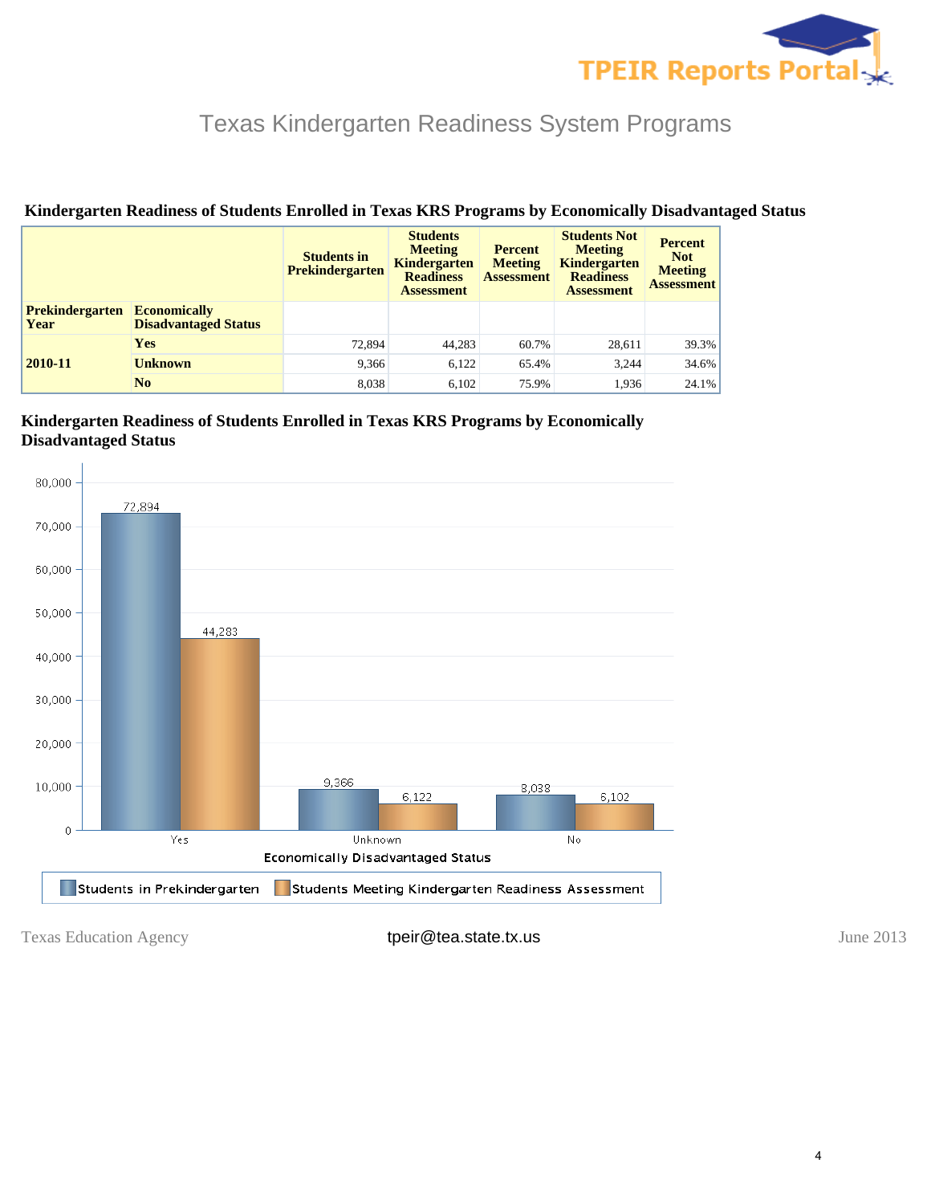# Texas Kindergarten Readiness System Programs

**Kindergarten Readiness of Students Enrolled in Texas KRS Programs by Economically Disadvantaged Status**

| Prekindergarten Year | Economically Disadvantaged Status | Students in Prekindergarten | Students Meeting Kindergarten Readiness Assessment | Percent Meeting Assessment | Students Not Meeting Kindergarten Readiness Assessment | Percent Not Meeting Assessment |
|---|---|---|---|---|---|---|
| 2010-11 | Yes | 72,894 | 44,283 | 60.7% | 28,611 | 39.3% |
| | Unknown | 9,366 | 6,122 | 65.4% | 3,244 | 34.6% |
| | No | 8,038 | 6,102 | 75.9% | 1,936 | 24.1% |

**Kindergarten Readiness of Students Enrolled in Texas KRS Programs by Economically Disadvantaged Status**

| Economically Disadvantaged Status | Students in Prekindergarten | Students Meeting Kindergarten Readiness Assessment |
|---|---|---|
| Yes | 72,894 | 44,283 |
| Unknown | 9,366 | 6,122 |
| No | 8,038 | 6,102 |

Texas Education Agency tpeir@tea.state.tx.us June 2013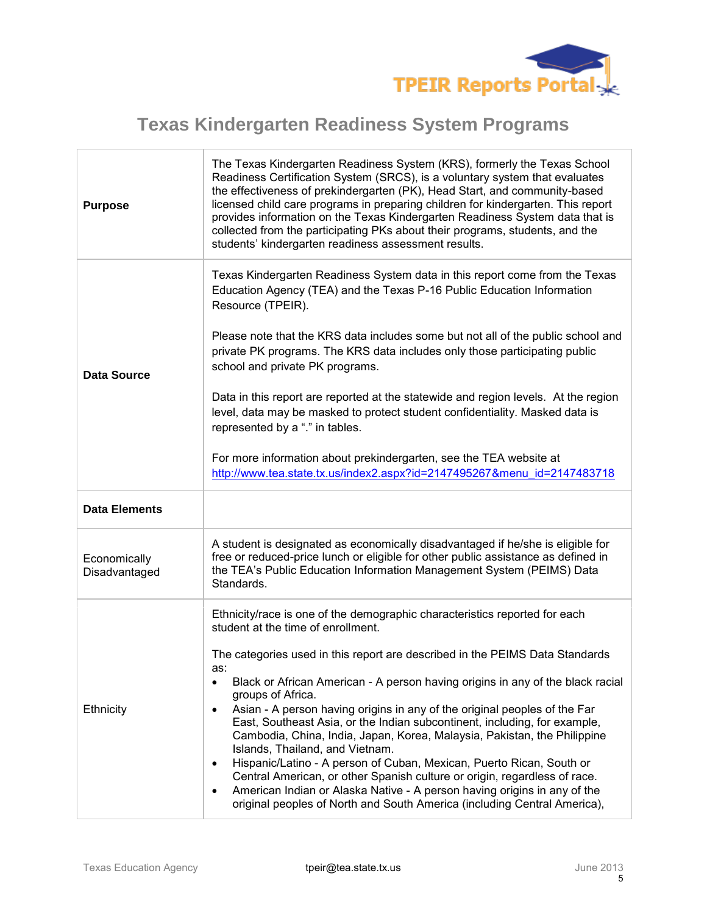# Texas Kindergarten Readiness System Programs

| | |
|---|---|
| **Purpose** | The Texas Kindergarten Readiness System (KRS), formerly the Texas School Readiness Certification System (SRCS), is a voluntary system that evaluates the effectiveness of prekindergarten (PK), Head Start, and community-based licensed child care programs in preparing children for kindergarten. This report provides information on the Texas Kindergarten Readiness System data that is collected from the participating PKs about their programs, students, and the students' kindergarten readiness assessment results. |
| **Data Source** | Texas Kindergarten Readiness System data in this report come from the Texas Education Agency (TEA) and the Texas P-16 Public Education Information Resource (TPEIR).<br><br>Please note that the KRS data includes some but not all of the public school and private PK programs. The KRS data includes only those participating public school and private PK programs.<br><br>Data in this report are reported at the statewide and region levels. At the region level, data may be masked to protect student confidentiality. Masked data is represented by a "." in tables.<br><br>For more information about prekindergarten, see the TEA website at http://www.tea.state.tx.us/index2.aspx?id=2147495267&menu_id=2147483718 |
| **Data Elements** | |
| Economically Disadvantaged | A student is designated as economically disadvantaged if he/she is eligible for free or reduced-price lunch or eligible for other public assistance as defined in the TEA's Public Education Information Management System (PEIMS) Data Standards. |
| Ethnicity | Ethnicity/race is one of the demographic characteristics reported for each student at the time of enrollment.<br><br>The categories used in this report are described in the PEIMS Data Standards as:<br>• Black or African American - A person having origins in any of the black racial groups of Africa.<br>• Asian - A person having origins in any of the original peoples of the Far East, Southeast Asia, or the Indian subcontinent, including, for example, Cambodia, China, India, Japan, Korea, Malaysia, Pakistan, the Philippine Islands, Thailand, and Vietnam.<br>• Hispanic/Latino - A person of Cuban, Mexican, Puerto Rican, South or Central American, or other Spanish culture or origin, regardless of race.<br>• American Indian or Alaska Native - A person having origins in any of the original peoples of North and South America (including Central America), |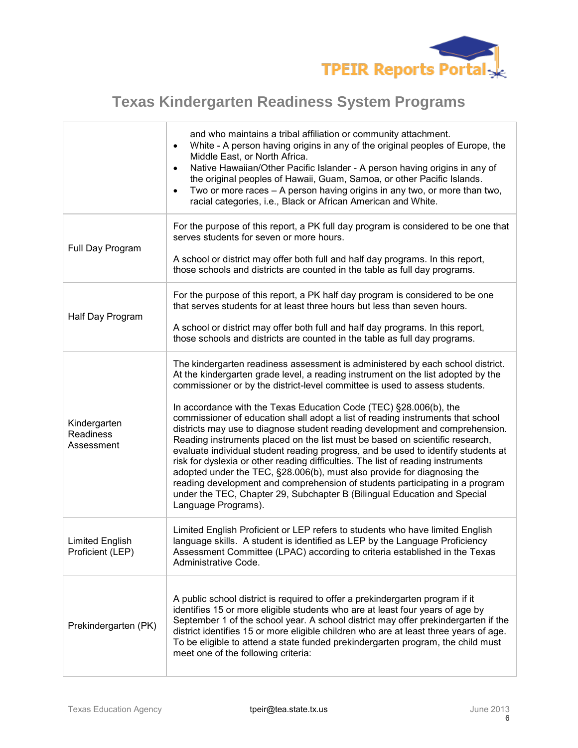# Texas Kindergarten Readiness System Programs

| | |
|---|---|
| | and who maintains a tribal affiliation or community attachment.<br>• White - A person having origins in any of the original peoples of Europe, the Middle East, or North Africa.<br>• Native Hawaiian/Other Pacific Islander - A person having origins in any of the original peoples of Hawaii, Guam, Samoa, or other Pacific Islands.<br>• Two or more races – A person having origins in any two, or more than two, racial categories, i.e., Black or African American and White. |
| Full Day Program | For the purpose of this report, a PK full day program is considered to be one that serves students for seven or more hours.<br><br>A school or district may offer both full and half day programs. In this report, those schools and districts are counted in the table as full day programs. |
| Half Day Program | For the purpose of this report, a PK half day program is considered to be one that serves students for at least three hours but less than seven hours.<br><br>A school or district may offer both full and half day programs. In this report, those schools and districts are counted in the table as full day programs. |
| Kindergarten Readiness Assessment | The kindergarten readiness assessment is administered by each school district. At the kindergarten grade level, a reading instrument on the list adopted by the commissioner or by the district-level committee is used to assess students.<br><br>In accordance with the Texas Education Code (TEC) §28.006(b), the commissioner of education shall adopt a list of reading instruments that school districts may use to diagnose student reading development and comprehension. Reading instruments placed on the list must be based on scientific research, evaluate individual student reading progress, and be used to identify students at risk for dyslexia or other reading difficulties. The list of reading instruments adopted under the TEC, §28.006(b), must also provide for diagnosing the reading development and comprehension of students participating in a program under the TEC, Chapter 29, Subchapter B (Bilingual Education and Special Language Programs). |
| Limited English Proficient (LEP) | Limited English Proficient or LEP refers to students who have limited English language skills. A student is identified as LEP by the Language Proficiency Assessment Committee (LPAC) according to criteria established in the Texas Administrative Code. |
| Prekindergarten (PK) | A public school district is required to offer a prekindergarten program if it identifies 15 or more eligible students who are at least four years of age by September 1 of the school year. A school district may offer prekindergarten if the district identifies 15 or more eligible children who are at least three years of age. To be eligible to attend a state funded prekindergarten program, the child must meet one of the following criteria: |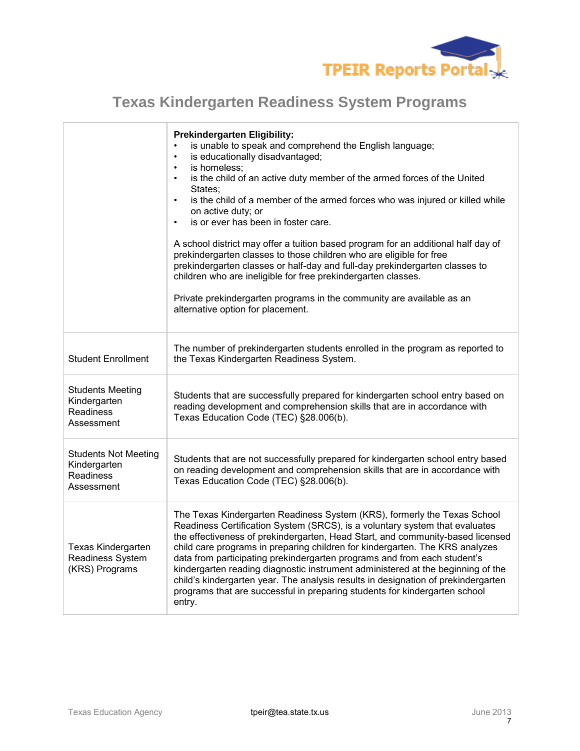# Texas Kindergarten Readiness System Programs

| | |
|---|---|
| | **Prekindergarten Eligibility:**<br>• is unable to speak and comprehend the English language;<br>• is educationally disadvantaged;<br>• is homeless;<br>• is the child of an active duty member of the armed forces of the United States;<br>• is the child of a member of the armed forces who was injured or killed while on active duty; or<br>• is or ever has been in foster care.<br><br>A school district may offer a tuition based program for an additional half day of prekindergarten classes to those children who are eligible for free prekindergarten classes or half-day and full-day prekindergarten classes to children who are ineligible for free prekindergarten classes.<br><br>Private prekindergarten programs in the community are available as an alternative option for placement. |
| Student Enrollment | The number of prekindergarten students enrolled in the program as reported to the Texas Kindergarten Readiness System. |
| Students Meeting Kindergarten Readiness Assessment | Students that are successfully prepared for kindergarten school entry based on reading development and comprehension skills that are in accordance with Texas Education Code (TEC) §28.006(b). |
| Students Not Meeting Kindergarten Readiness Assessment | Students that are not successfully prepared for kindergarten school entry based on reading development and comprehension skills that are in accordance with Texas Education Code (TEC) §28.006(b). |
| Texas Kindergarten Readiness System (KRS) Programs | The Texas Kindergarten Readiness System (KRS), formerly the Texas School Readiness Certification System (SRCS), is a voluntary system that evaluates the effectiveness of prekindergarten, Head Start, and community-based licensed child care programs in preparing children for kindergarten. The KRS analyzes data from participating prekindergarten programs and from each student's kindergarten reading diagnostic instrument administered at the beginning of the child's kindergarten year. The analysis results in designation of prekindergarten programs that are successful in preparing students for kindergarten school entry. |